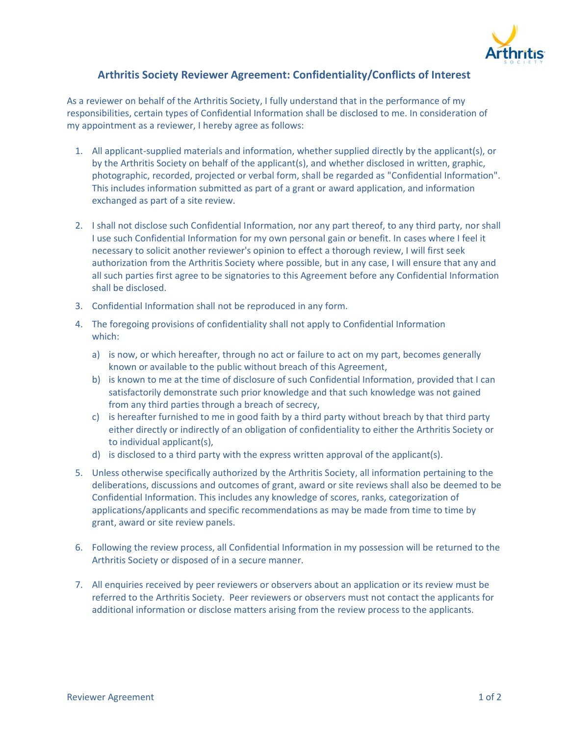# Arthritis Society Reviewer Agreement: Confidentiality/Conflicts of Interest

As a reviewer on behalf of the Arthritis Society, I fully understand that in the performance of my responsibilities, certain types of Confidential Information shall be disclosed to me. In consideration of my appointment as a reviewer, I hereby agree as follows:

1. All applicant-supplied materials and information, whether supplied directly by the applicant(s), or by the Arthritis Society on behalf of the applicant(s), and whether disclosed in written, graphic, photographic, recorded, projected or verbal form, shall be regarded as "Confidential Information". This includes information submitted as part of a grant or award application, and information exchanged as part of a site review.

2. I shall not disclose such Confidential Information, nor any part thereof, to any third party, nor shall I use such Confidential Information for my own personal gain or benefit. In cases where I feel it necessary to solicit another reviewer's opinion to effect a thorough review, I will first seek authorization from the Arthritis Society where possible, but in any case, I will ensure that any and all such parties first agree to be signatories to this Agreement before any Confidential Information shall be disclosed.

3. Confidential Information shall not be reproduced in any form.

4. The foregoing provisions of confidentiality shall not apply to Confidential Information which:

   a) is now, or which hereafter, through no act or failure to act on my part, becomes generally known or available to the public without breach of this Agreement,
   b) is known to me at the time of disclosure of such Confidential Information, provided that I can satisfactorily demonstrate such prior knowledge and that such knowledge was not gained from any third parties through a breach of secrecy,
   c) is hereafter furnished to me in good faith by a third party without breach by that third party either directly or indirectly of an obligation of confidentiality to either the Arthritis Society or to individual applicant(s),
   d) is disclosed to a third party with the express written approval of the applicant(s).

5. Unless otherwise specifically authorized by the Arthritis Society, all information pertaining to the deliberations, discussions and outcomes of grant, award or site reviews shall also be deemed to be Confidential Information. This includes any knowledge of scores, ranks, categorization of applications/applicants and specific recommendations as may be made from time to time by grant, award or site review panels.

6. Following the review process, all Confidential Information in my possession will be returned to the Arthritis Society or disposed of in a secure manner.

7. All enquiries received by peer reviewers or observers about an application or its review must be referred to the Arthritis Society. Peer reviewers or observers must not contact the applicants for additional information or disclose matters arising from the review process to the applicants.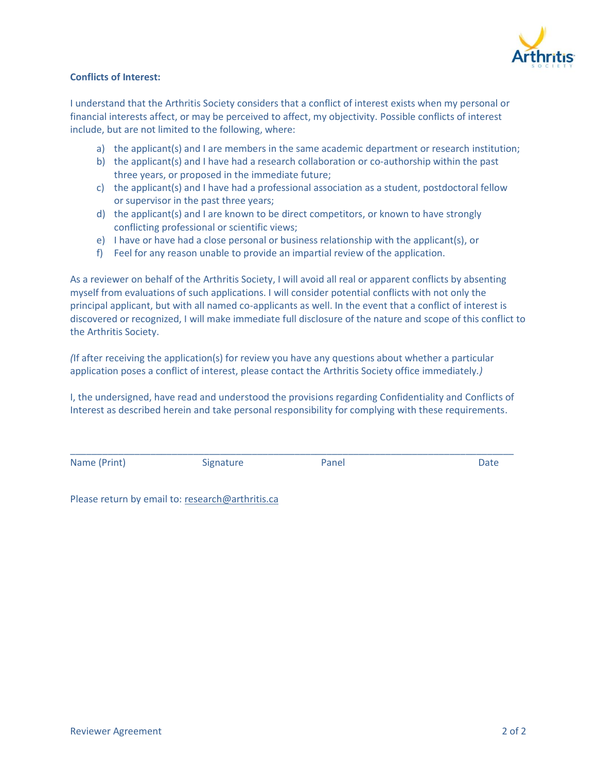**Conflicts of Interest:**

I understand that the Arthritis Society considers that a conflict of interest exists when my personal or financial interests affect, or may be perceived to affect, my objectivity. Possible conflicts of interest include, but are not limited to the following, where:

a) the applicant(s) and I are members in the same academic department or research institution;
b) the applicant(s) and I have had a research collaboration or co-authorship within the past three years, or proposed in the immediate future;
c) the applicant(s) and I have had a professional association as a student, postdoctoral fellow or supervisor in the past three years;
d) the applicant(s) and I are known to be direct competitors, or known to have strongly conflicting professional or scientific views;
e) I have or have had a close personal or business relationship with the applicant(s), or
f) Feel for any reason unable to provide an impartial review of the application.

As a reviewer on behalf of the Arthritis Society, I will avoid all real or apparent conflicts by absenting myself from evaluations of such applications. I will consider potential conflicts with not only the principal applicant, but with all named co-applicants as well. In the event that a conflict of interest is discovered or recognized, I will make immediate full disclosure of the nature and scope of this conflict to the Arthritis Society.

*(If after receiving the application(s) for review you have any questions about whether a particular application poses a conflict of interest, please contact the Arthritis Society office immediately.)*

I, the undersigned, have read and understood the provisions regarding Confidentiality and Conflicts of Interest as described herein and take personal responsibility for complying with these requirements.

\_\_\_\_\_\_\_\_\_\_\_\_\_\_\_\_\_\_\_\_\_\_\_\_\_\_\_\_\_\_\_\_\_\_\_\_\_\_\_\_\_\_\_\_\_\_\_\_\_\_\_\_\_\_\_\_\_\_\_\_\_\_\_\_\_\_\_\_\_\_\_\_

Name (Print) Signature Panel Date

Please return by email to: research@arthritis.ca